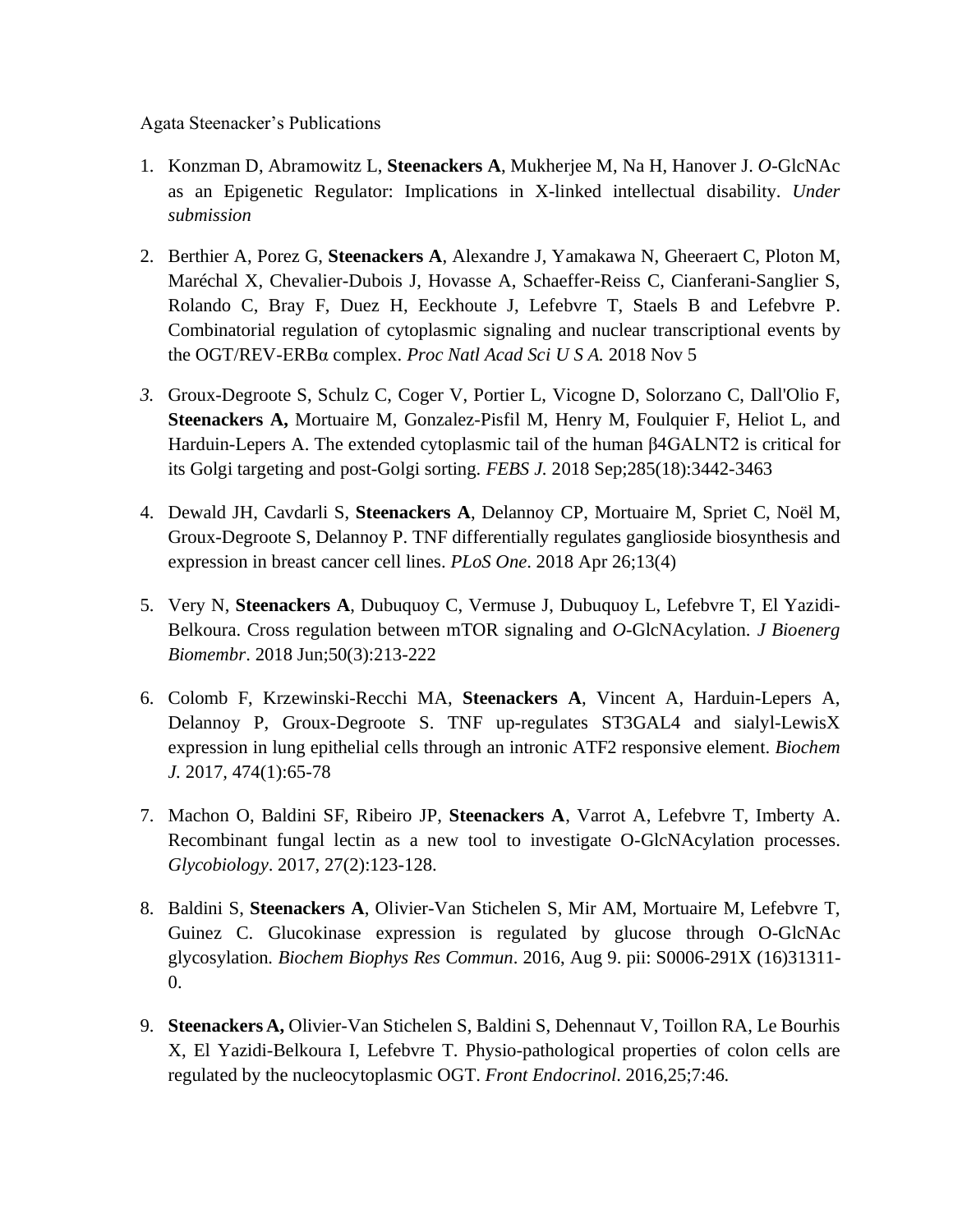Agata Steenacker's Publications

1. Konzman D, Abramowitz L, **Steenackers A**, Mukherjee M, Na H, Hanover J. *O*-GlcNAc as an Epigenetic Regulator: Implications in X-linked intellectual disability. *Under submission*

2. Berthier A, Porez G, **Steenackers A**, Alexandre J, Yamakawa N, Gheeraert C, Ploton M, Maréchal X, Chevalier-Dubois J, Hovasse A, Schaeffer-Reiss C, Cianferani-Sanglier S, Rolando C, Bray F, Duez H, Eeckhoute J, Lefebvre T, Staels B and Lefebvre P. Combinatorial regulation of cytoplasmic signaling and nuclear transcriptional events by the OGT/REV-ERBα complex. *Proc Natl Acad Sci U S A.* 2018 Nov 5

3. Groux-Degroote S, Schulz C, Coger V, Portier L, Vicogne D, Solorzano C, Dall'Olio F, **Steenackers A,** Mortuaire M, Gonzalez-Pisfil M, Henry M, Foulquier F, Heliot L, and Harduin-Lepers A. The extended cytoplasmic tail of the human β4GALNT2 is critical for its Golgi targeting and post-Golgi sorting. *FEBS J.* 2018 Sep;285(18):3442-3463

4. Dewald JH, Cavdarli S, **Steenackers A**, Delannoy CP, Mortuaire M, Spriet C, Noël M, Groux-Degroote S, Delannoy P. TNF differentially regulates ganglioside biosynthesis and expression in breast cancer cell lines. *PLoS One*. 2018 Apr 26;13(4)

5. Very N, **Steenackers A**, Dubuquoy C, Vermuse J, Dubuquoy L, Lefebvre T, El Yazidi-Belkoura. Cross regulation between mTOR signaling and *O*-GlcNAcylation. *J Bioenerg Biomembr*. 2018 Jun;50(3):213-222

6. Colomb F, Krzewinski-Recchi MA, **Steenackers A**, Vincent A, Harduin-Lepers A, Delannoy P, Groux-Degroote S. TNF up-regulates ST3GAL4 and sialyl-LewisX expression in lung epithelial cells through an intronic ATF2 responsive element. *Biochem J.* 2017, 474(1):65-78

7. Machon O, Baldini SF, Ribeiro JP, **Steenackers A**, Varrot A, Lefebvre T, Imberty A. Recombinant fungal lectin as a new tool to investigate O-GlcNAcylation processes. *Glycobiology*. 2017, 27(2):123-128.

8. Baldini S, **Steenackers A**, Olivier-Van Stichelen S, Mir AM, Mortuaire M, Lefebvre T, Guinez C. Glucokinase expression is regulated by glucose through O-GlcNAc glycosylation. *Biochem Biophys Res Commun*. 2016, Aug 9. pii: S0006-291X (16)31311-0.

9. **Steenackers A,** Olivier-Van Stichelen S, Baldini S, Dehennaut V, Toillon RA, Le Bourhis X, El Yazidi-Belkoura I, Lefebvre T. Physio-pathological properties of colon cells are regulated by the nucleocytoplasmic OGT. *Front Endocrinol*. 2016,25;7:46.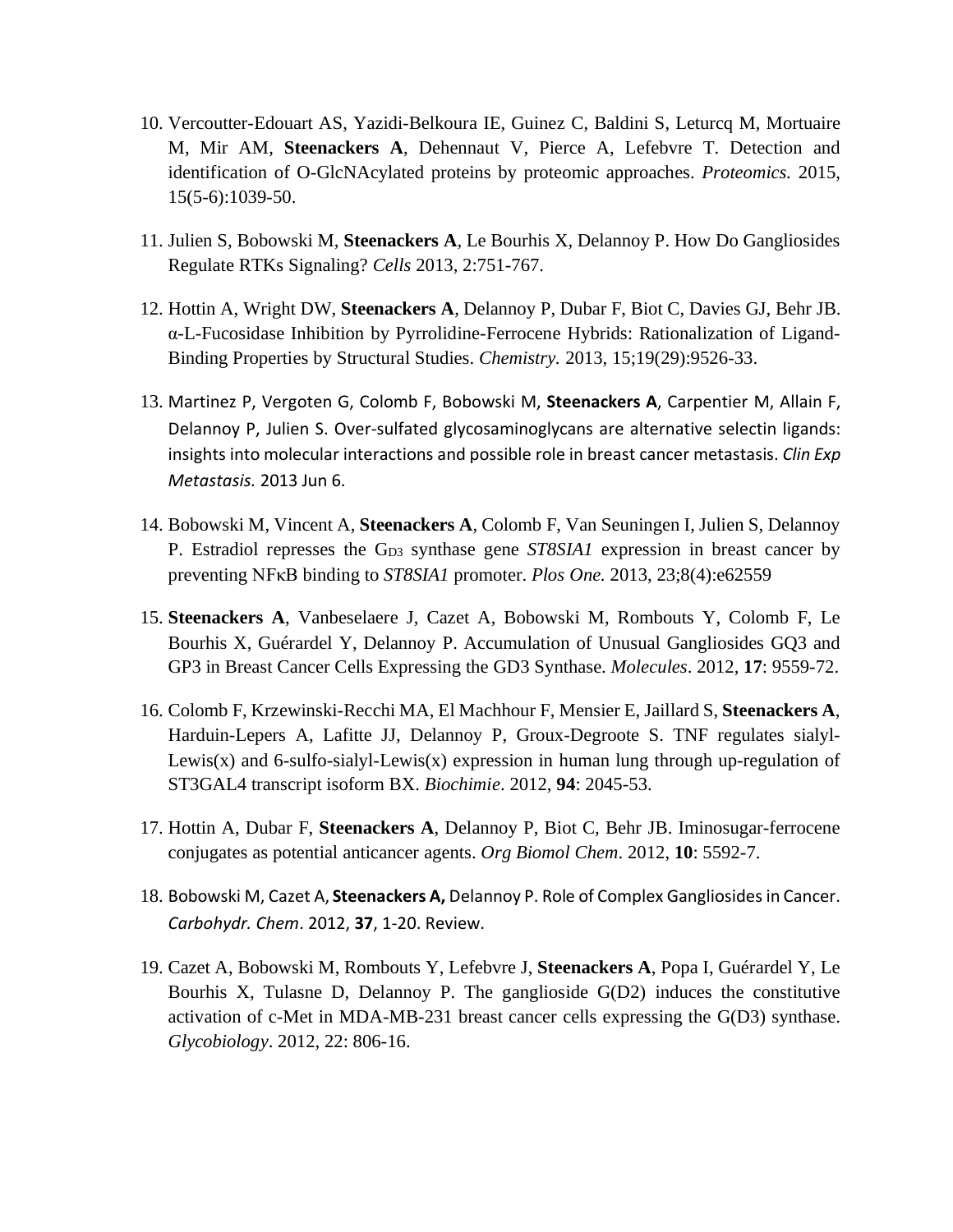10. Vercoutter-Edouart AS, Yazidi-Belkoura IE, Guinez C, Baldini S, Leturcq M, Mortuaire M, Mir AM, **Steenackers A**, Dehennaut V, Pierce A, Lefebvre T. Detection and identification of O-GlcNAcylated proteins by proteomic approaches. *Proteomics.* 2015, 15(5-6):1039-50.

11. Julien S, Bobowski M, **Steenackers A**, Le Bourhis X, Delannoy P. How Do Gangliosides Regulate RTKs Signaling? *Cells* 2013, 2:751-767.

12. Hottin A, Wright DW, **Steenackers A**, Delannoy P, Dubar F, Biot C, Davies GJ, Behr JB. α-L-Fucosidase Inhibition by Pyrrolidine-Ferrocene Hybrids: Rationalization of Ligand-Binding Properties by Structural Studies. *Chemistry.* 2013, 15;19(29):9526-33.

13. Martinez P, Vergoten G, Colomb F, Bobowski M, **Steenackers A**, Carpentier M, Allain F, Delannoy P, Julien S. Over-sulfated glycosaminoglycans are alternative selectin ligands: insights into molecular interactions and possible role in breast cancer metastasis. *Clin Exp Metastasis.* 2013 Jun 6.

14. Bobowski M, Vincent A, **Steenackers A**, Colomb F, Van Seuningen I, Julien S, Delannoy P. Estradiol represses the $G_{D3}$ synthase gene *ST8SIA1* expression in breast cancer by preventing NFκB binding to *ST8SIA1* promoter. *Plos One.* 2013, 23;8(4):e62559

15. **Steenackers A**, Vanbeselaere J, Cazet A, Bobowski M, Rombouts Y, Colomb F, Le Bourhis X, Guérardel Y, Delannoy P. Accumulation of Unusual Gangliosides GQ3 and GP3 in Breast Cancer Cells Expressing the GD3 Synthase. *Molecules*. 2012, **17**: 9559-72.

16. Colomb F, Krzewinski-Recchi MA, El Machhour F, Mensier E, Jaillard S, **Steenackers A**, Harduin-Lepers A, Lafitte JJ, Delannoy P, Groux-Degroote S. TNF regulates sialyl-Lewis(x) and 6-sulfo-sialyl-Lewis(x) expression in human lung through up-regulation of ST3GAL4 transcript isoform BX. *Biochimie*. 2012, **94**: 2045-53.

17. Hottin A, Dubar F, **Steenackers A**, Delannoy P, Biot C, Behr JB. Iminosugar-ferrocene conjugates as potential anticancer agents. *Org Biomol Chem*. 2012, **10**: 5592-7.

18. Bobowski M, Cazet A, **Steenackers A,** Delannoy P. Role of Complex Gangliosides in Cancer. *Carbohydr. Chem*. 2012, **37**, 1-20. Review.

19. Cazet A, Bobowski M, Rombouts Y, Lefebvre J, **Steenackers A**, Popa I, Guérardel Y, Le Bourhis X, Tulasne D, Delannoy P. The ganglioside G(D2) induces the constitutive activation of c-Met in MDA-MB-231 breast cancer cells expressing the G(D3) synthase. *Glycobiology*. 2012, 22: 806-16.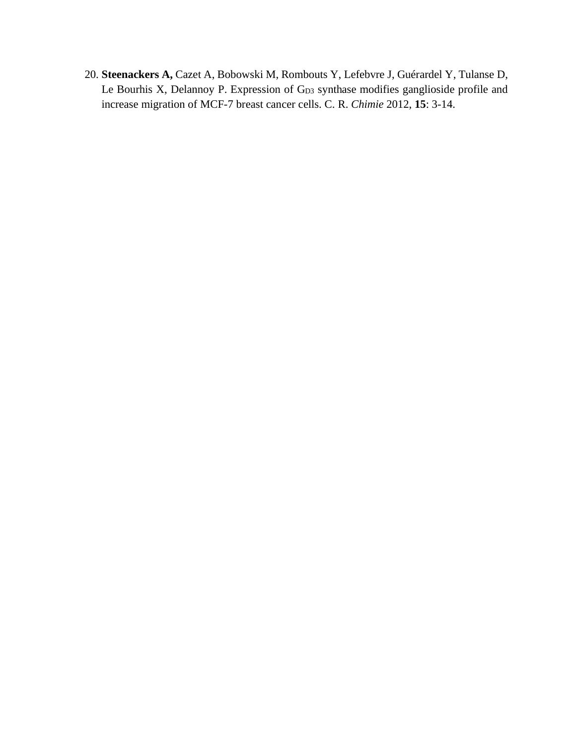20. **Steenackers A,** Cazet A, Bobowski M, Rombouts Y, Lefebvre J, Guérardel Y, Tulanse D, Le Bourhis X, Delannoy P. Expression of $G_{D3}$ synthase modifies ganglioside profile and increase migration of MCF-7 breast cancer cells. C. R. *Chimie* 2012, **15**: 3-14.